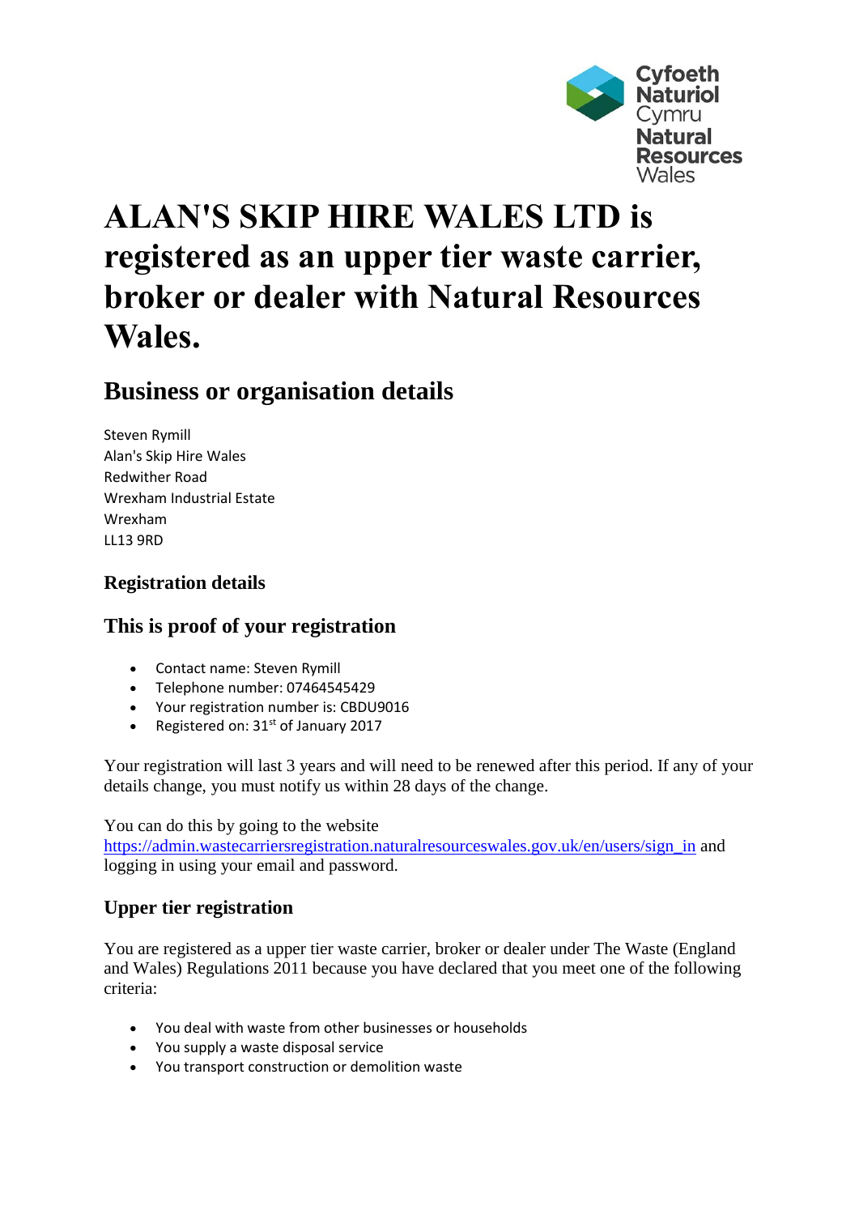Cyfoeth Naturiol Cymru
Natural Resources Wales

# ALAN'S SKIP HIRE WALES LTD is registered as an upper tier waste carrier, broker or dealer with Natural Resources Wales.

## Business or organisation details

Steven Rymill
Alan's Skip Hire Wales
Redwither Road
Wrexham Industrial Estate
Wrexham
LL13 9RD

### Registration details

## This is proof of your registration

- Contact name: Steven Rymill
- Telephone number: 07464545429
- Your registration number is: CBDU9016
- Registered on: 31st of January 2017

Your registration will last 3 years and will need to be renewed after this period. If any of your details change, you must notify us within 28 days of the change.

You can do this by going to the website https://admin.wastecarriersregistration.naturalresourceswales.gov.uk/en/users/sign_in and logging in using your email and password.

### Upper tier registration

You are registered as a upper tier waste carrier, broker or dealer under The Waste (England and Wales) Regulations 2011 because you have declared that you meet one of the following criteria:

- You deal with waste from other businesses or households
- You supply a waste disposal service
- You transport construction or demolition waste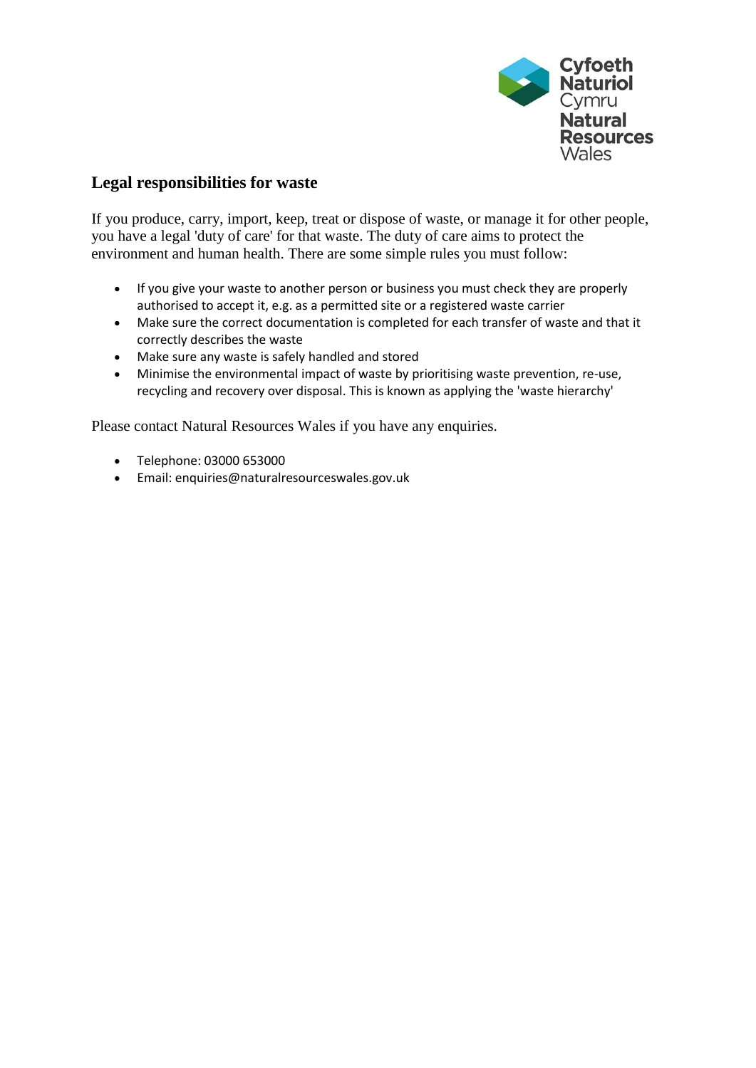Cyfoeth Naturiol Cymru
Natural Resources Wales

## Legal responsibilities for waste

If you produce, carry, import, keep, treat or dispose of waste, or manage it for other people, you have a legal 'duty of care' for that waste. The duty of care aims to protect the environment and human health. There are some simple rules you must follow:

- If you give your waste to another person or business you must check they are properly authorised to accept it, e.g. as a permitted site or a registered waste carrier
- Make sure the correct documentation is completed for each transfer of waste and that it correctly describes the waste
- Make sure any waste is safely handled and stored
- Minimise the environmental impact of waste by prioritising waste prevention, re-use, recycling and recovery over disposal. This is known as applying the 'waste hierarchy'

Please contact Natural Resources Wales if you have any enquiries.

- Telephone: 03000 653000
- Email: enquiries@naturalresourceswales.gov.uk